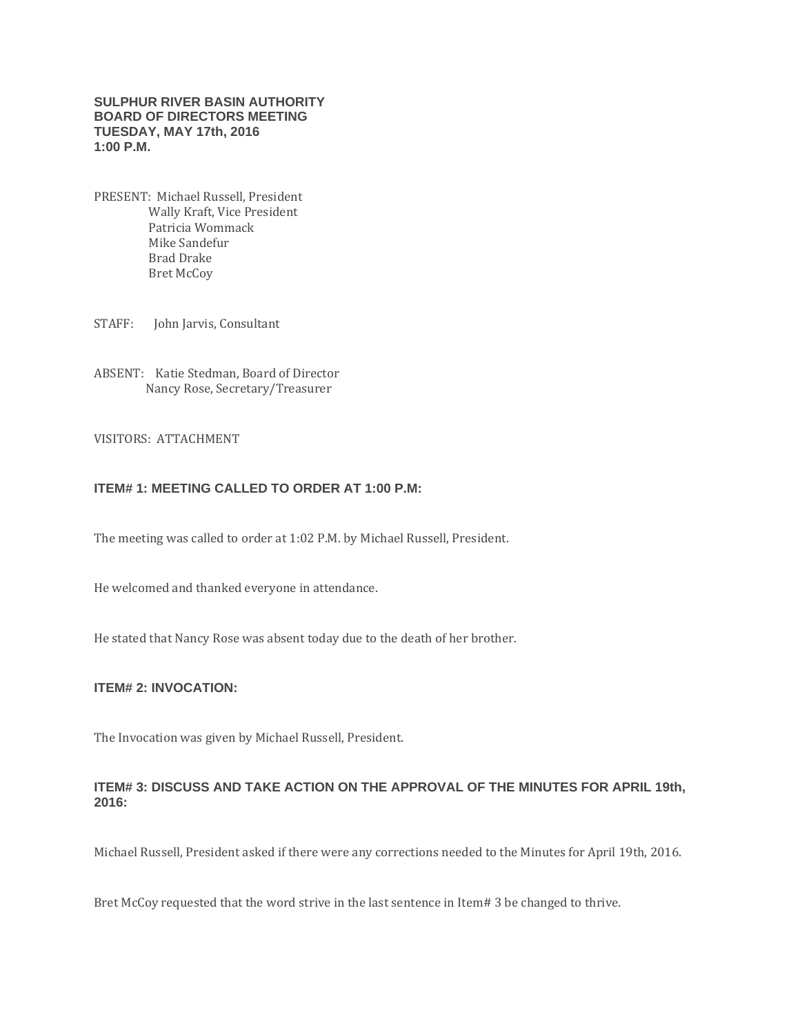**SULPHUR RIVER BASIN AUTHORITY**
**BOARD OF DIRECTORS MEETING**
**TUESDAY, MAY 17th, 2016**
**1:00 P.M.**

PRESENT: Michael Russell, President
Wally Kraft, Vice President
Patricia Wommack
Mike Sandefur
Brad Drake
Bret McCoy

STAFF: John Jarvis, Consultant

ABSENT: Katie Stedman, Board of Director
Nancy Rose, Secretary/Treasurer

VISITORS: ATTACHMENT

### ITEM# 1: MEETING CALLED TO ORDER AT 1:00 P.M:

The meeting was called to order at 1:02 P.M. by Michael Russell, President.

He welcomed and thanked everyone in attendance.

He stated that Nancy Rose was absent today due to the death of her brother.

### ITEM# 2: INVOCATION:

The Invocation was given by Michael Russell, President.

### ITEM# 3: DISCUSS AND TAKE ACTION ON THE APPROVAL OF THE MINUTES FOR APRIL 19th, 2016:

Michael Russell, President asked if there were any corrections needed to the Minutes for April 19th, 2016.

Bret McCoy requested that the word strive in the last sentence in Item# 3 be changed to thrive.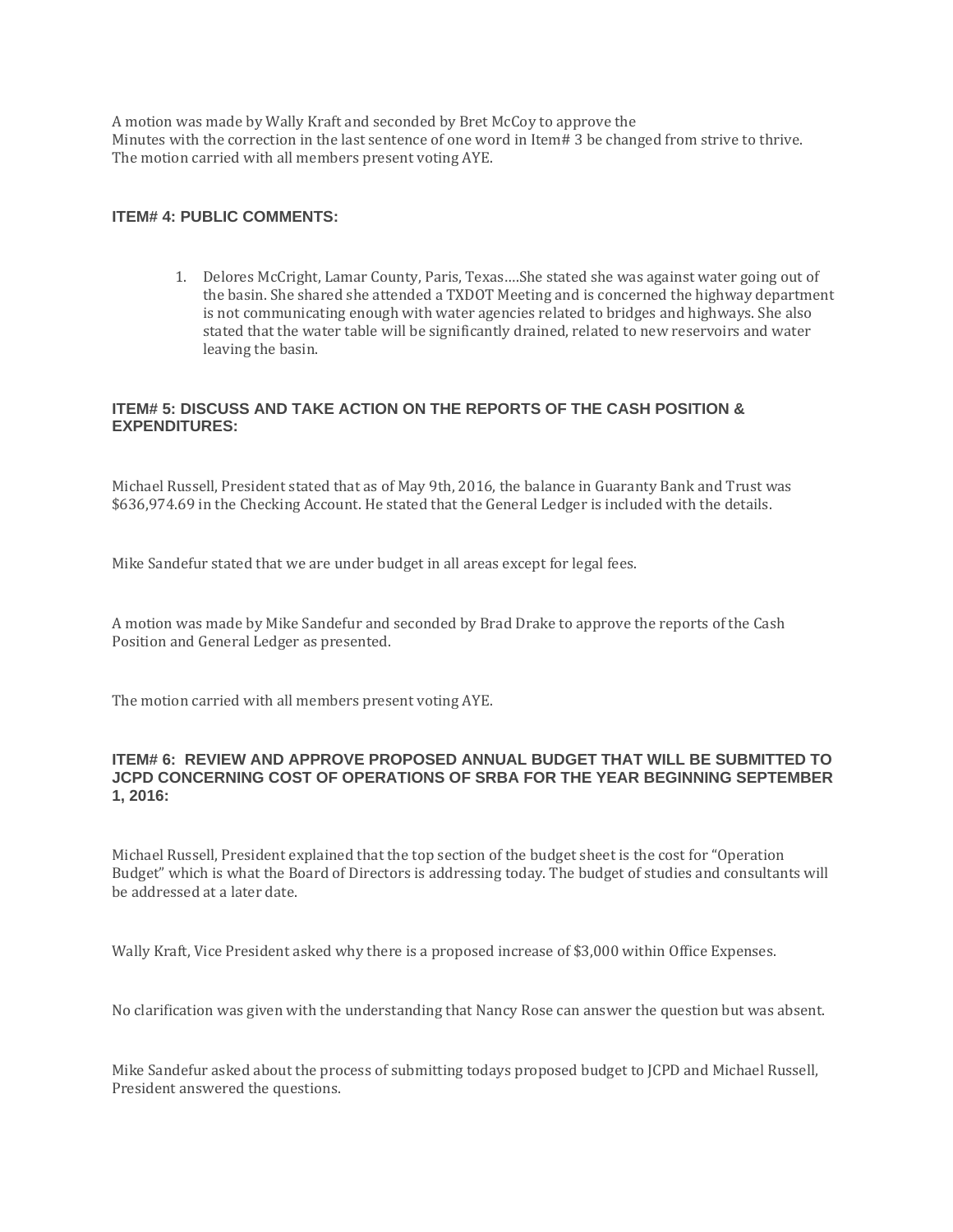A motion was made by Wally Kraft and seconded by Bret McCoy to approve the Minutes with the correction in the last sentence of one word in Item# 3 be changed from strive to thrive. The motion carried with all members present voting AYE.

### ITEM# 4: PUBLIC COMMENTS:

1. Delores McCright, Lamar County, Paris, Texas….She stated she was against water going out of the basin. She shared she attended a TXDOT Meeting and is concerned the highway department is not communicating enough with water agencies related to bridges and highways. She also stated that the water table will be significantly drained, related to new reservoirs and water leaving the basin.

### ITEM# 5: DISCUSS AND TAKE ACTION ON THE REPORTS OF THE CASH POSITION & EXPENDITURES:

Michael Russell, President stated that as of May 9th, 2016, the balance in Guaranty Bank and Trust was \$636,974.69 in the Checking Account. He stated that the General Ledger is included with the details.

Mike Sandefur stated that we are under budget in all areas except for legal fees.

A motion was made by Mike Sandefur and seconded by Brad Drake to approve the reports of the Cash Position and General Ledger as presented.

The motion carried with all members present voting AYE.

### ITEM# 6: REVIEW AND APPROVE PROPOSED ANNUAL BUDGET THAT WILL BE SUBMITTED TO JCPD CONCERNING COST OF OPERATIONS OF SRBA FOR THE YEAR BEGINNING SEPTEMBER 1, 2016:

Michael Russell, President explained that the top section of the budget sheet is the cost for "Operation Budget" which is what the Board of Directors is addressing today. The budget of studies and consultants will be addressed at a later date.

Wally Kraft, Vice President asked why there is a proposed increase of \$3,000 within Office Expenses.

No clarification was given with the understanding that Nancy Rose can answer the question but was absent.

Mike Sandefur asked about the process of submitting todays proposed budget to JCPD and Michael Russell, President answered the questions.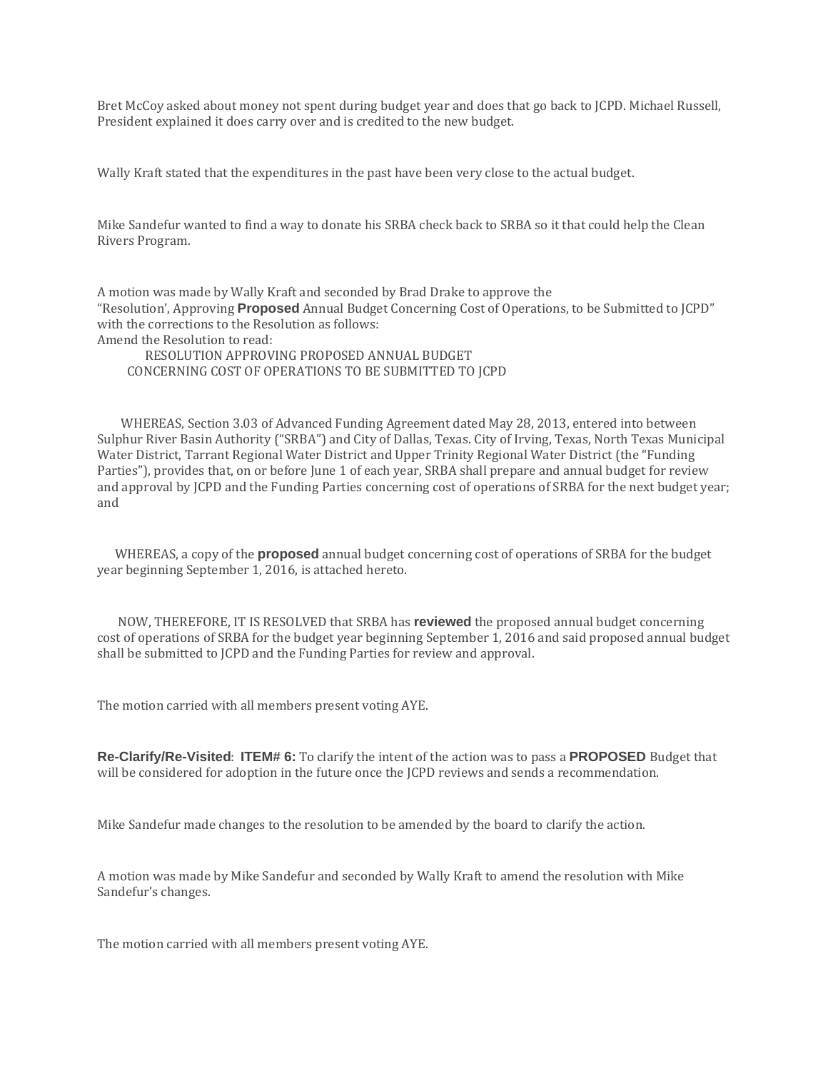Bret McCoy asked about money not spent during budget year and does that go back to JCPD. Michael Russell, President explained it does carry over and is credited to the new budget.

Wally Kraft stated that the expenditures in the past have been very close to the actual budget.

Mike Sandefur wanted to find a way to donate his SRBA check back to SRBA so it that could help the Clean Rivers Program.

A motion was made by Wally Kraft and seconded by Brad Drake to approve the "Resolution', Approving **Proposed** Annual Budget Concerning Cost of Operations, to be Submitted to JCPD" with the corrections to the Resolution as follows:
Amend the Resolution to read:

RESOLUTION APPROVING PROPOSED ANNUAL BUDGET
CONCERNING COST OF OPERATIONS TO BE SUBMITTED TO JCPD

WHEREAS, Section 3.03 of Advanced Funding Agreement dated May 28, 2013, entered into between Sulphur River Basin Authority ("SRBA") and City of Dallas, Texas. City of Irving, Texas, North Texas Municipal Water District, Tarrant Regional Water District and Upper Trinity Regional Water District (the "Funding Parties"), provides that, on or before June 1 of each year, SRBA shall prepare and annual budget for review and approval by JCPD and the Funding Parties concerning cost of operations of SRBA for the next budget year; and

WHEREAS, a copy of the **proposed** annual budget concerning cost of operations of SRBA for the budget year beginning September 1, 2016, is attached hereto.

NOW, THEREFORE, IT IS RESOLVED that SRBA has **reviewed** the proposed annual budget concerning cost of operations of SRBA for the budget year beginning September 1, 2016 and said proposed annual budget shall be submitted to JCPD and the Funding Parties for review and approval.

The motion carried with all members present voting AYE.

**Re-Clarify/Re-Visited**: **ITEM# 6:** To clarify the intent of the action was to pass a **PROPOSED** Budget that will be considered for adoption in the future once the JCPD reviews and sends a recommendation.

Mike Sandefur made changes to the resolution to be amended by the board to clarify the action.

A motion was made by Mike Sandefur and seconded by Wally Kraft to amend the resolution with Mike Sandefur's changes.

The motion carried with all members present voting AYE.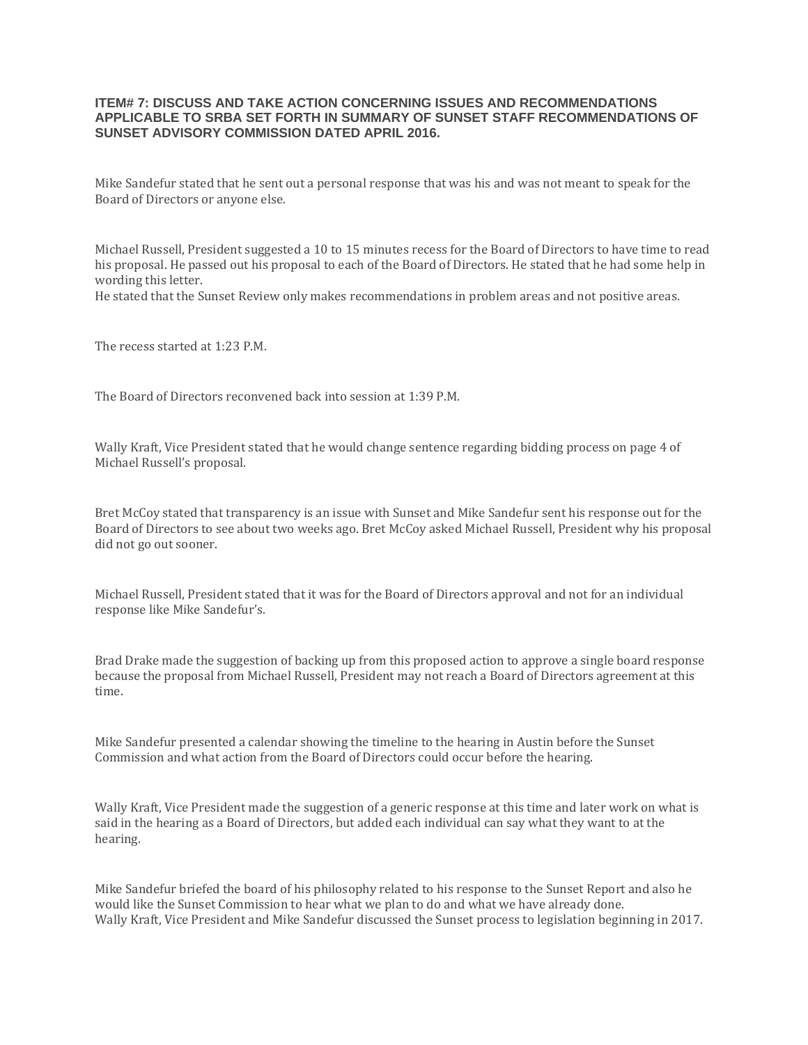### ITEM# 7: DISCUSS AND TAKE ACTION CONCERNING ISSUES AND RECOMMENDATIONS APPLICABLE TO SRBA SET FORTH IN SUMMARY OF SUNSET STAFF RECOMMENDATIONS OF SUNSET ADVISORY COMMISSION DATED APRIL 2016.

Mike Sandefur stated that he sent out a personal response that was his and was not meant to speak for the Board of Directors or anyone else.

Michael Russell, President suggested a 10 to 15 minutes recess for the Board of Directors to have time to read his proposal. He passed out his proposal to each of the Board of Directors. He stated that he had some help in wording this letter.
He stated that the Sunset Review only makes recommendations in problem areas and not positive areas.

The recess started at 1:23 P.M.

The Board of Directors reconvened back into session at 1:39 P.M.

Wally Kraft, Vice President stated that he would change sentence regarding bidding process on page 4 of Michael Russell's proposal.

Bret McCoy stated that transparency is an issue with Sunset and Mike Sandefur sent his response out for the Board of Directors to see about two weeks ago. Bret McCoy asked Michael Russell, President why his proposal did not go out sooner.

Michael Russell, President stated that it was for the Board of Directors approval and not for an individual response like Mike Sandefur's.

Brad Drake made the suggestion of backing up from this proposed action to approve a single board response because the proposal from Michael Russell, President may not reach a Board of Directors agreement at this time.

Mike Sandefur presented a calendar showing the timeline to the hearing in Austin before the Sunset Commission and what action from the Board of Directors could occur before the hearing.

Wally Kraft, Vice President made the suggestion of a generic response at this time and later work on what is said in the hearing as a Board of Directors, but added each individual can say what they want to at the hearing.

Mike Sandefur briefed the board of his philosophy related to his response to the Sunset Report and also he would like the Sunset Commission to hear what we plan to do and what we have already done.
Wally Kraft, Vice President and Mike Sandefur discussed the Sunset process to legislation beginning in 2017.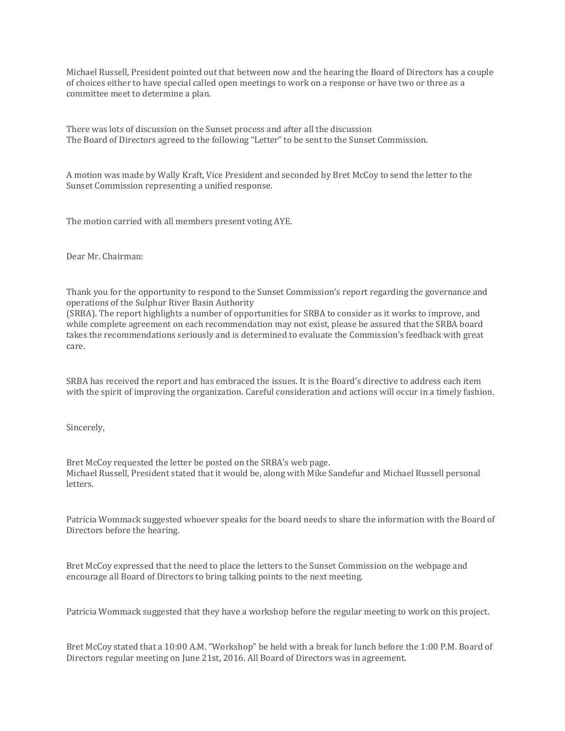Michael Russell, President pointed out that between now and the hearing the Board of Directors has a couple of choices either to have special called open meetings to work on a response or have two or three as a committee meet to determine a plan.

There was lots of discussion on the Sunset process and after all the discussion
The Board of Directors agreed to the following "Letter" to be sent to the Sunset Commission.

A motion was made by Wally Kraft, Vice President and seconded by Bret McCoy to send the letter to the Sunset Commission representing a unified response.

The motion carried with all members present voting AYE.

Dear Mr. Chairman:

Thank you for the opportunity to respond to the Sunset Commission's report regarding the governance and operations of the Sulphur River Basin Authority
(SRBA). The report highlights a number of opportunities for SRBA to consider as it works to improve, and while complete agreement on each recommendation may not exist, please be assured that the SRBA board takes the recommendations seriously and is determined to evaluate the Commission's feedback with great care.

SRBA has received the report and has embraced the issues. It is the Board's directive to address each item with the spirit of improving the organization. Careful consideration and actions will occur in a timely fashion.

Sincerely,

Bret McCoy requested the letter be posted on the SRBA's web page.
Michael Russell, President stated that it would be, along with Mike Sandefur and Michael Russell personal letters.

Patricia Wommack suggested whoever speaks for the board needs to share the information with the Board of Directors before the hearing.

Bret McCoy expressed that the need to place the letters to the Sunset Commission on the webpage and encourage all Board of Directors to bring talking points to the next meeting.

Patricia Wommack suggested that they have a workshop before the regular meeting to work on this project.

Bret McCoy stated that a 10:00 A.M. "Workshop" be held with a break for lunch before the 1:00 P.M. Board of Directors regular meeting on June 21st, 2016. All Board of Directors was in agreement.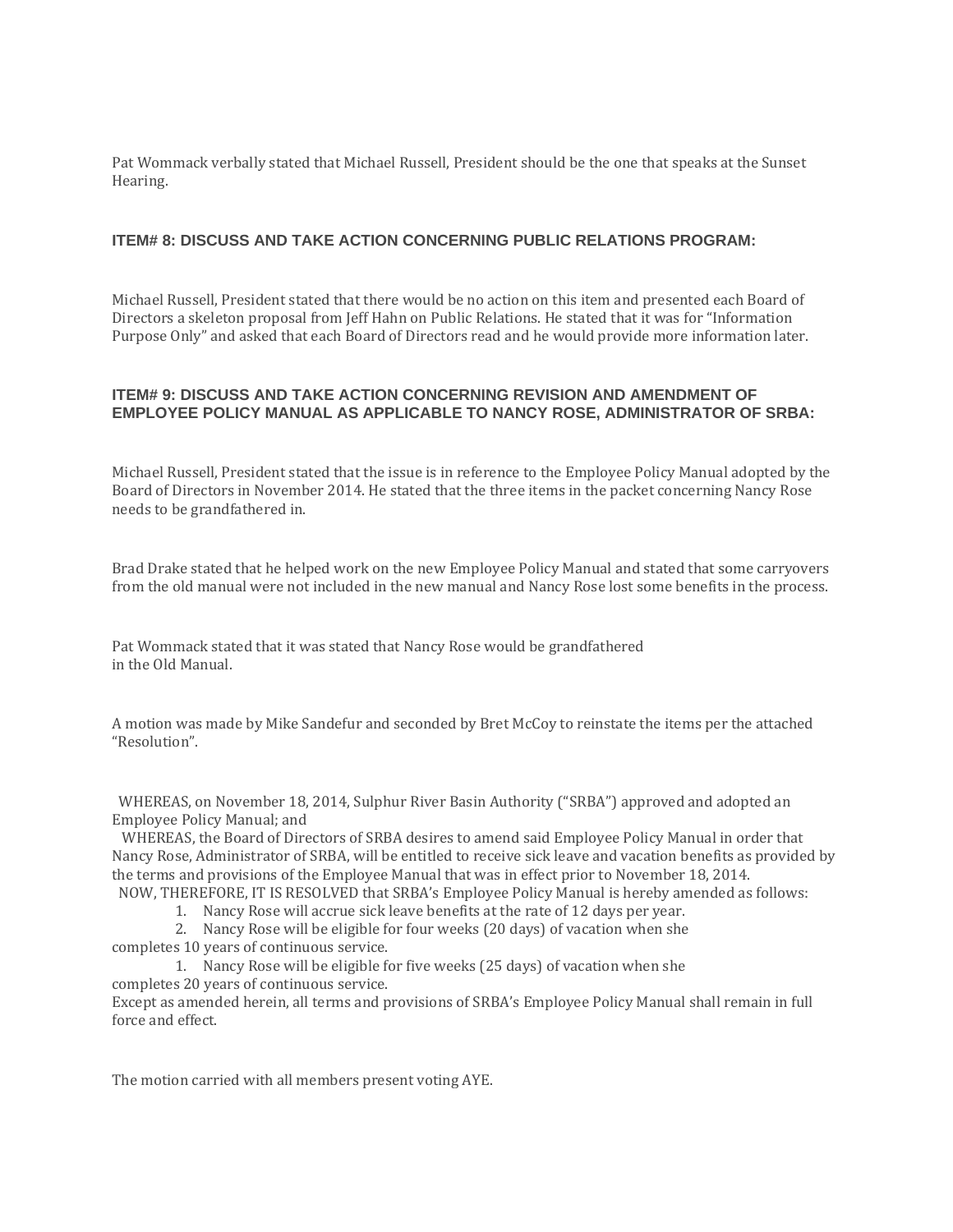Pat Wommack verbally stated that Michael Russell, President should be the one that speaks at the Sunset Hearing.

### ITEM# 8: DISCUSS AND TAKE ACTION CONCERNING PUBLIC RELATIONS PROGRAM:

Michael Russell, President stated that there would be no action on this item and presented each Board of Directors a skeleton proposal from Jeff Hahn on Public Relations. He stated that it was for "Information Purpose Only" and asked that each Board of Directors read and he would provide more information later.

### ITEM# 9: DISCUSS AND TAKE ACTION CONCERNING REVISION AND AMENDMENT OF EMPLOYEE POLICY MANUAL AS APPLICABLE TO NANCY ROSE, ADMINISTRATOR OF SRBA:

Michael Russell, President stated that the issue is in reference to the Employee Policy Manual adopted by the Board of Directors in November 2014. He stated that the three items in the packet concerning Nancy Rose needs to be grandfathered in.

Brad Drake stated that he helped work on the new Employee Policy Manual and stated that some carryovers from the old manual were not included in the new manual and Nancy Rose lost some benefits in the process.

Pat Wommack stated that it was stated that Nancy Rose would be grandfathered in the Old Manual.

A motion was made by Mike Sandefur and seconded by Bret McCoy to reinstate the items per the attached "Resolution".

WHEREAS, on November 18, 2014, Sulphur River Basin Authority ("SRBA") approved and adopted an Employee Policy Manual; and

WHEREAS, the Board of Directors of SRBA desires to amend said Employee Policy Manual in order that Nancy Rose, Administrator of SRBA, will be entitled to receive sick leave and vacation benefits as provided by the terms and provisions of the Employee Manual that was in effect prior to November 18, 2014.

NOW, THEREFORE, IT IS RESOLVED that SRBA's Employee Policy Manual is hereby amended as follows:

1. Nancy Rose will accrue sick leave benefits at the rate of 12 days per year.
2. Nancy Rose will be eligible for four weeks (20 days) of vacation when she completes 10 years of continuous service.
1. Nancy Rose will be eligible for five weeks (25 days) of vacation when she completes 20 years of continuous service.

Except as amended herein, all terms and provisions of SRBA's Employee Policy Manual shall remain in full force and effect.

The motion carried with all members present voting AYE.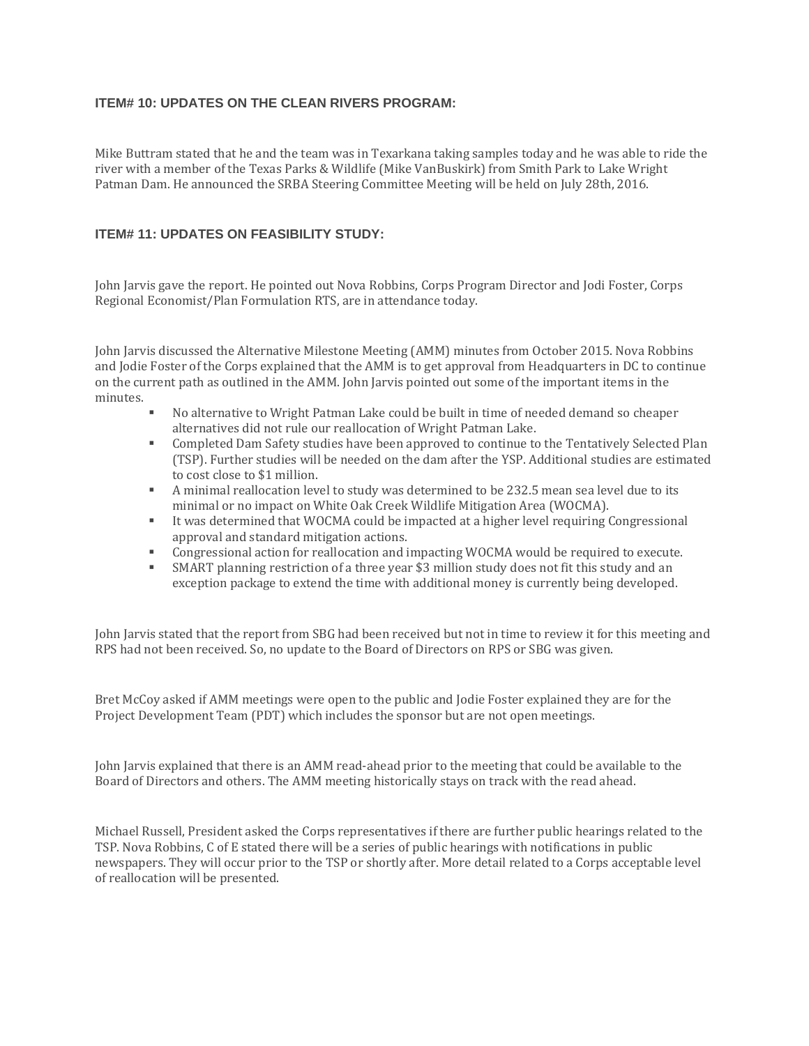### ITEM# 10: UPDATES ON THE CLEAN RIVERS PROGRAM:

Mike Buttram stated that he and the team was in Texarkana taking samples today and he was able to ride the river with a member of the Texas Parks & Wildlife (Mike VanBuskirk) from Smith Park to Lake Wright Patman Dam. He announced the SRBA Steering Committee Meeting will be held on July 28th, 2016.

### ITEM# 11: UPDATES ON FEASIBILITY STUDY:

John Jarvis gave the report. He pointed out Nova Robbins, Corps Program Director and Jodi Foster, Corps Regional Economist/Plan Formulation RTS, are in attendance today.

John Jarvis discussed the Alternative Milestone Meeting (AMM) minutes from October 2015. Nova Robbins and Jodie Foster of the Corps explained that the AMM is to get approval from Headquarters in DC to continue on the current path as outlined in the AMM. John Jarvis pointed out some of the important items in the minutes.

- No alternative to Wright Patman Lake could be built in time of needed demand so cheaper alternatives did not rule our reallocation of Wright Patman Lake.
- Completed Dam Safety studies have been approved to continue to the Tentatively Selected Plan (TSP). Further studies will be needed on the dam after the YSP. Additional studies are estimated to cost close to $1 million.
- A minimal reallocation level to study was determined to be 232.5 mean sea level due to its minimal or no impact on White Oak Creek Wildlife Mitigation Area (WOCMA).
- It was determined that WOCMA could be impacted at a higher level requiring Congressional approval and standard mitigation actions.
- Congressional action for reallocation and impacting WOCMA would be required to execute.
- SMART planning restriction of a three year $3 million study does not fit this study and an exception package to extend the time with additional money is currently being developed.

John Jarvis stated that the report from SBG had been received but not in time to review it for this meeting and RPS had not been received. So, no update to the Board of Directors on RPS or SBG was given.

Bret McCoy asked if AMM meetings were open to the public and Jodie Foster explained they are for the Project Development Team (PDT) which includes the sponsor but are not open meetings.

John Jarvis explained that there is an AMM read-ahead prior to the meeting that could be available to the Board of Directors and others. The AMM meeting historically stays on track with the read ahead.

Michael Russell, President asked the Corps representatives if there are further public hearings related to the TSP. Nova Robbins, C of E stated there will be a series of public hearings with notifications in public newspapers. They will occur prior to the TSP or shortly after. More detail related to a Corps acceptable level of reallocation will be presented.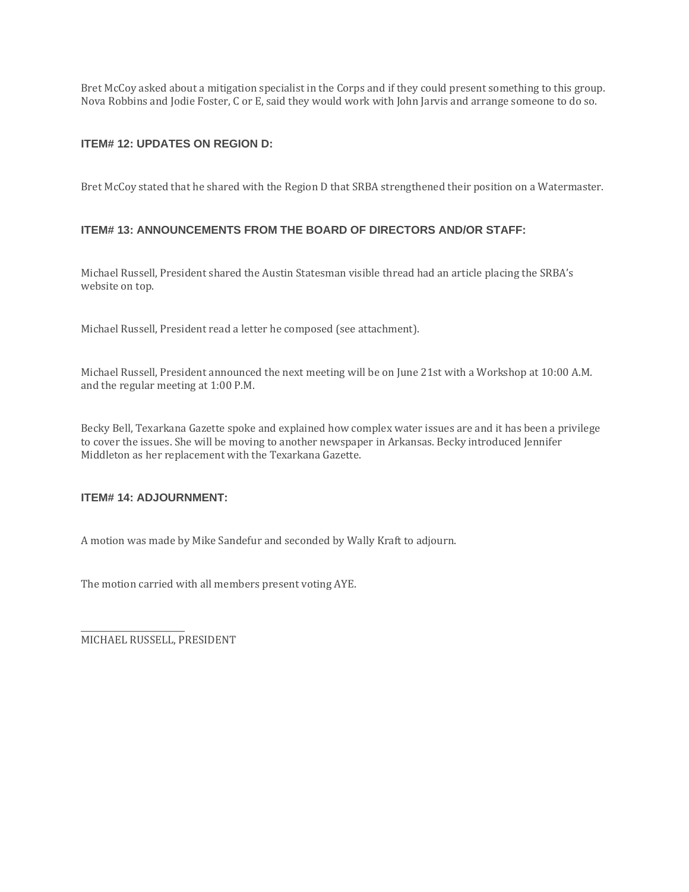Bret McCoy asked about a mitigation specialist in the Corps and if they could present something to this group. Nova Robbins and Jodie Foster, C or E, said they would work with John Jarvis and arrange someone to do so.

### ITEM# 12: UPDATES ON REGION D:

Bret McCoy stated that he shared with the Region D that SRBA strengthened their position on a Watermaster.

### ITEM# 13: ANNOUNCEMENTS FROM THE BOARD OF DIRECTORS AND/OR STAFF:

Michael Russell, President shared the Austin Statesman visible thread had an article placing the SRBA's website on top.

Michael Russell, President read a letter he composed (see attachment).

Michael Russell, President announced the next meeting will be on June 21st with a Workshop at 10:00 A.M. and the regular meeting at 1:00 P.M.

Becky Bell, Texarkana Gazette spoke and explained how complex water issues are and it has been a privilege to cover the issues. She will be moving to another newspaper in Arkansas. Becky introduced Jennifer Middleton as her replacement with the Texarkana Gazette.

### ITEM# 14: ADJOURNMENT:

A motion was made by Mike Sandefur and seconded by Wally Kraft to adjourn.

The motion carried with all members present voting AYE.

______________________
MICHAEL RUSSELL, PRESIDENT